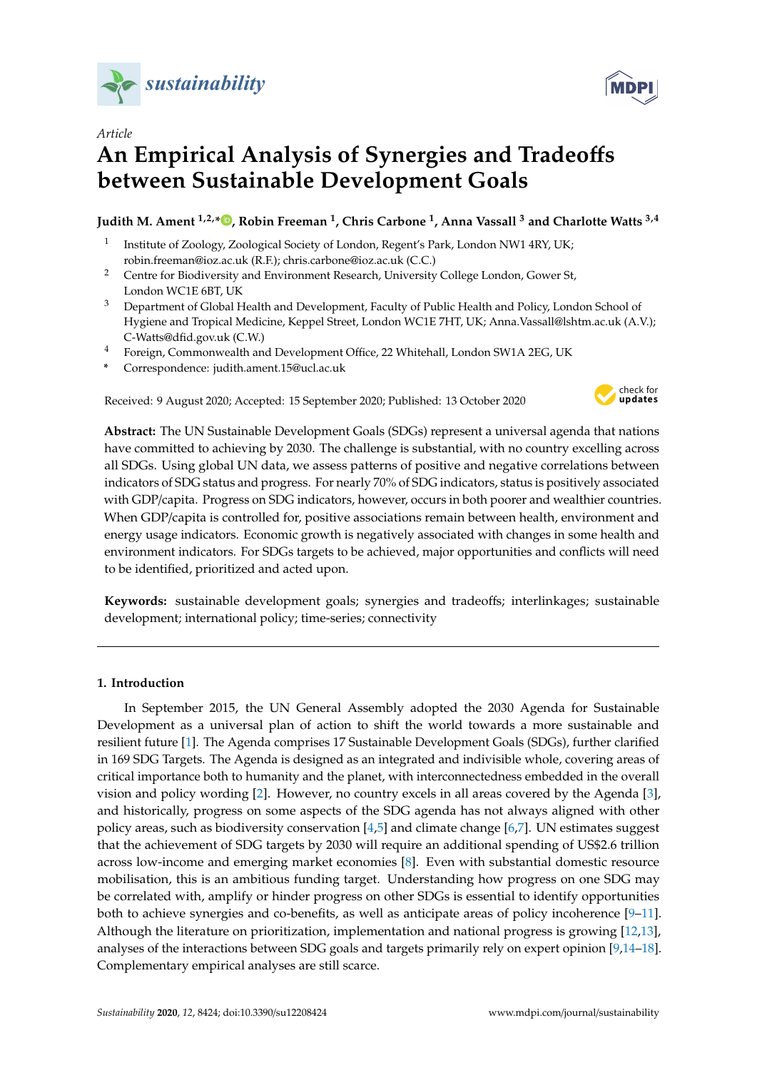*Article*

# An Empirical Analysis of Synergies and Tradeoffs between Sustainable Development Goals

**Judith M. Ament [1,2,*], Robin Freeman [1], Chris Carbone [1], Anna Vassall [3] and Charlotte Watts [3,4]**

1. Institute of Zoology, Zoological Society of London, Regent's Park, London NW1 4RY, UK; robin.freeman@ioz.ac.uk (R.F.); chris.carbone@ioz.ac.uk (C.C.)
2. Centre for Biodiversity and Environment Research, University College London, Gower St, London WC1E 6BT, UK
3. Department of Global Health and Development, Faculty of Public Health and Policy, London School of Hygiene and Tropical Medicine, Keppel Street, London WC1E 7HT, UK; Anna.Vassall@lshtm.ac.uk (A.V.); C-Watts@dfid.gov.uk (C.W.)
4. Foreign, Commonwealth and Development Office, 22 Whitehall, London SW1A 2EG, UK

\* Correspondence: judith.ament.15@ucl.ac.uk

Received: 9 August 2020; Accepted: 15 September 2020; Published: 13 October 2020

**Abstract:** The UN Sustainable Development Goals (SDGs) represent a universal agenda that nations have committed to achieving by 2030. The challenge is substantial, with no country excelling across all SDGs. Using global UN data, we assess patterns of positive and negative correlations between indicators of SDG status and progress. For nearly 70% of SDG indicators, status is positively associated with GDP/capita. Progress on SDG indicators, however, occurs in both poorer and wealthier countries. When GDP/capita is controlled for, positive associations remain between health, environment and energy usage indicators. Economic growth is negatively associated with changes in some health and environment indicators. For SDGs targets to be achieved, major opportunities and conflicts will need to be identified, prioritized and acted upon.

**Keywords:** sustainable development goals; synergies and tradeoffs; interlinkages; sustainable development; international policy; time-series; connectivity

## 1. Introduction

In September 2015, the UN General Assembly adopted the 2030 Agenda for Sustainable Development as a universal plan of action to shift the world towards a more sustainable and resilient future [1]. The Agenda comprises 17 Sustainable Development Goals (SDGs), further clarified in 169 SDG Targets. The Agenda is designed as an integrated and indivisible whole, covering areas of critical importance both to humanity and the planet, with interconnectedness embedded in the overall vision and policy wording [2]. However, no country excels in all areas covered by the Agenda [3], and historically, progress on some aspects of the SDG agenda has not always aligned with other policy areas, such as biodiversity conservation [4,5] and climate change [6,7]. UN estimates suggest that the achievement of SDG targets by 2030 will require an additional spending of US$2.6 trillion across low-income and emerging market economies [8]. Even with substantial domestic resource mobilisation, this is an ambitious funding target. Understanding how progress on one SDG may be correlated with, amplify or hinder progress on other SDGs is essential to identify opportunities both to achieve synergies and co-benefits, as well as anticipate areas of policy incoherence [9–11]. Although the literature on prioritization, implementation and national progress is growing [12,13], analyses of the interactions between SDG goals and targets primarily rely on expert opinion [9,14–18]. Complementary empirical analyses are still scarce.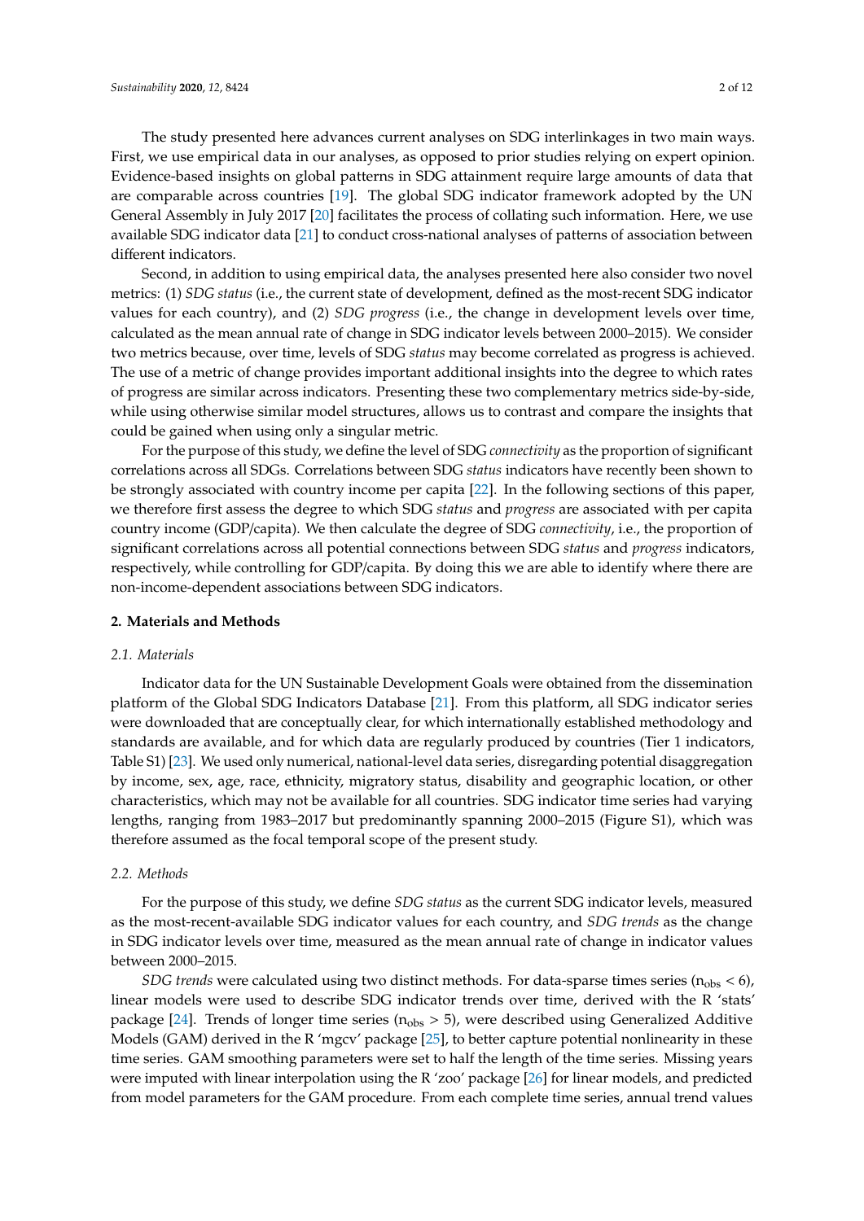The study presented here advances current analyses on SDG interlinkages in two main ways. First, we use empirical data in our analyses, as opposed to prior studies relying on expert opinion. Evidence-based insights on global patterns in SDG attainment require large amounts of data that are comparable across countries [19]. The global SDG indicator framework adopted by the UN General Assembly in July 2017 [20] facilitates the process of collating such information. Here, we use available SDG indicator data [21] to conduct cross-national analyses of patterns of association between different indicators.

Second, in addition to using empirical data, the analyses presented here also consider two novel metrics: (1) *SDG status* (i.e., the current state of development, defined as the most-recent SDG indicator values for each country), and (2) *SDG progress* (i.e., the change in development levels over time, calculated as the mean annual rate of change in SDG indicator levels between 2000–2015). We consider two metrics because, over time, levels of SDG *status* may become correlated as progress is achieved. The use of a metric of change provides important additional insights into the degree to which rates of progress are similar across indicators. Presenting these two complementary metrics side-by-side, while using otherwise similar model structures, allows us to contrast and compare the insights that could be gained when using only a singular metric.

For the purpose of this study, we define the level of SDG *connectivity* as the proportion of significant correlations across all SDGs. Correlations between SDG *status* indicators have recently been shown to be strongly associated with country income per capita [22]. In the following sections of this paper, we therefore first assess the degree to which SDG *status* and *progress* are associated with per capita country income (GDP/capita). We then calculate the degree of SDG *connectivity*, i.e., the proportion of significant correlations across all potential connections between SDG *status* and *progress* indicators, respectively, while controlling for GDP/capita. By doing this we are able to identify where there are non-income-dependent associations between SDG indicators.

## 2. Materials and Methods

### 2.1. Materials

Indicator data for the UN Sustainable Development Goals were obtained from the dissemination platform of the Global SDG Indicators Database [21]. From this platform, all SDG indicator series were downloaded that are conceptually clear, for which internationally established methodology and standards are available, and for which data are regularly produced by countries (Tier 1 indicators, Table S1) [23]. We used only numerical, national-level data series, disregarding potential disaggregation by income, sex, age, race, ethnicity, migratory status, disability and geographic location, or other characteristics, which may not be available for all countries. SDG indicator time series had varying lengths, ranging from 1983–2017 but predominantly spanning 2000–2015 (Figure S1), which was therefore assumed as the focal temporal scope of the present study.

### 2.2. Methods

For the purpose of this study, we define *SDG status* as the current SDG indicator levels, measured as the most-recent-available SDG indicator values for each country, and *SDG trends* as the change in SDG indicator levels over time, measured as the mean annual rate of change in indicator values between 2000–2015.

*SDG trends* were calculated using two distinct methods. For data-sparse times series ($n_{obs} < 6$), linear models were used to describe SDG indicator trends over time, derived with the R 'stats' package [24]. Trends of longer time series ($n_{obs} > 5$), were described using Generalized Additive Models (GAM) derived in the R 'mgcv' package [25], to better capture potential nonlinearity in these time series. GAM smoothing parameters were set to half the length of the time series. Missing years were imputed with linear interpolation using the R 'zoo' package [26] for linear models, and predicted from model parameters for the GAM procedure. From each complete time series, annual trend values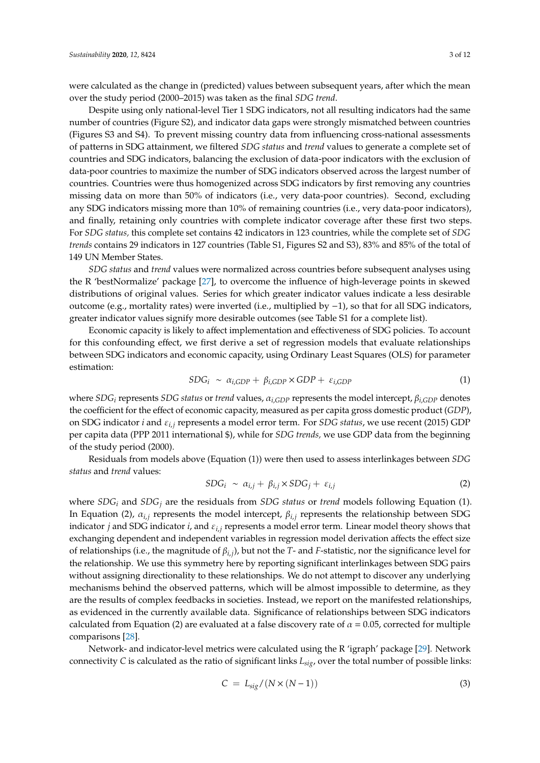were calculated as the change in (predicted) values between subsequent years, after which the mean over the study period (2000–2015) was taken as the final *SDG trend*.

Despite using only national-level Tier 1 SDG indicators, not all resulting indicators had the same number of countries (Figure S2), and indicator data gaps were strongly mismatched between countries (Figures S3 and S4). To prevent missing country data from influencing cross-national assessments of patterns in SDG attainment, we filtered *SDG status* and *trend* values to generate a complete set of countries and SDG indicators, balancing the exclusion of data-poor indicators with the exclusion of data-poor countries to maximize the number of SDG indicators observed across the largest number of countries. Countries were thus homogenized across SDG indicators by first removing any countries missing data on more than 50% of indicators (i.e., very data-poor countries). Second, excluding any SDG indicators missing more than 10% of remaining countries (i.e., very data-poor indicators), and finally, retaining only countries with complete indicator coverage after these first two steps. For *SDG status,* this complete set contains 42 indicators in 123 countries, while the complete set of *SDG trends* contains 29 indicators in 127 countries (Table S1, Figures S2 and S3), 83% and 85% of the total of 149 UN Member States.

*SDG status* and *trend* values were normalized across countries before subsequent analyses using the R 'bestNormalize' package [27], to overcome the influence of high-leverage points in skewed distributions of original values. Series for which greater indicator values indicate a less desirable outcome (e.g., mortality rates) were inverted (i.e., multiplied by −1), so that for all SDG indicators, greater indicator values signify more desirable outcomes (see Table S1 for a complete list).

Economic capacity is likely to affect implementation and effectiveness of SDG policies. To account for this confounding effect, we first derive a set of regression models that evaluate relationships between SDG indicators and economic capacity, using Ordinary Least Squares (OLS) for parameter estimation:

$$SDG_i \sim \alpha_{i,GDP} + \beta_{i,GDP} \times GDP + \varepsilon_{i,GDP} \tag{1}$$

where $SDG_i$ represents *SDG status* or *trend* values, $\alpha_{i,GDP}$ represents the model intercept, $\beta_{i,GDP}$ denotes the coefficient for the effect of economic capacity, measured as per capita gross domestic product (*GDP*), on SDG indicator *i* and $\varepsilon_{i,j}$ represents a model error term. For *SDG status*, we use recent (2015) GDP per capita data (PPP 2011 international $), while for *SDG trends,* we use GDP data from the beginning of the study period (2000).

Residuals from models above (Equation (1)) were then used to assess interlinkages between *SDG status* and *trend* values:

$$SDG_i \sim \alpha_{i,j} + \beta_{i,j} \times SDG_j + \varepsilon_{i,j} \tag{2}$$

where $SDG_i$ and $SDG_j$ are the residuals from *SDG status* or *trend* models following Equation (1). In Equation (2), $\alpha_{i,j}$ represents the model intercept, $\beta_{i,j}$ represents the relationship between SDG indicator *j* and SDG indicator *i*, and $\varepsilon_{i,j}$ represents a model error term. Linear model theory shows that exchanging dependent and independent variables in regression model derivation affects the effect size of relationships (i.e., the magnitude of $\beta_{i,j}$), but not the *T*- and *F*-statistic, nor the significance level for the relationship. We use this symmetry here by reporting significant interlinkages between SDG pairs without assigning directionality to these relationships. We do not attempt to discover any underlying mechanisms behind the observed patterns, which will be almost impossible to determine, as they are the results of complex feedbacks in societies. Instead, we report on the manifested relationships, as evidenced in the currently available data. Significance of relationships between SDG indicators calculated from Equation (2) are evaluated at a false discovery rate of $\alpha = 0.05$, corrected for multiple comparisons [28].

Network- and indicator-level metrics were calculated using the R 'igraph' package [29]. Network connectivity *C* is calculated as the ratio of significant links $L_{sig}$, over the total number of possible links:

$$C = L_{sig} / (N \times (N - 1)) \tag{3}$$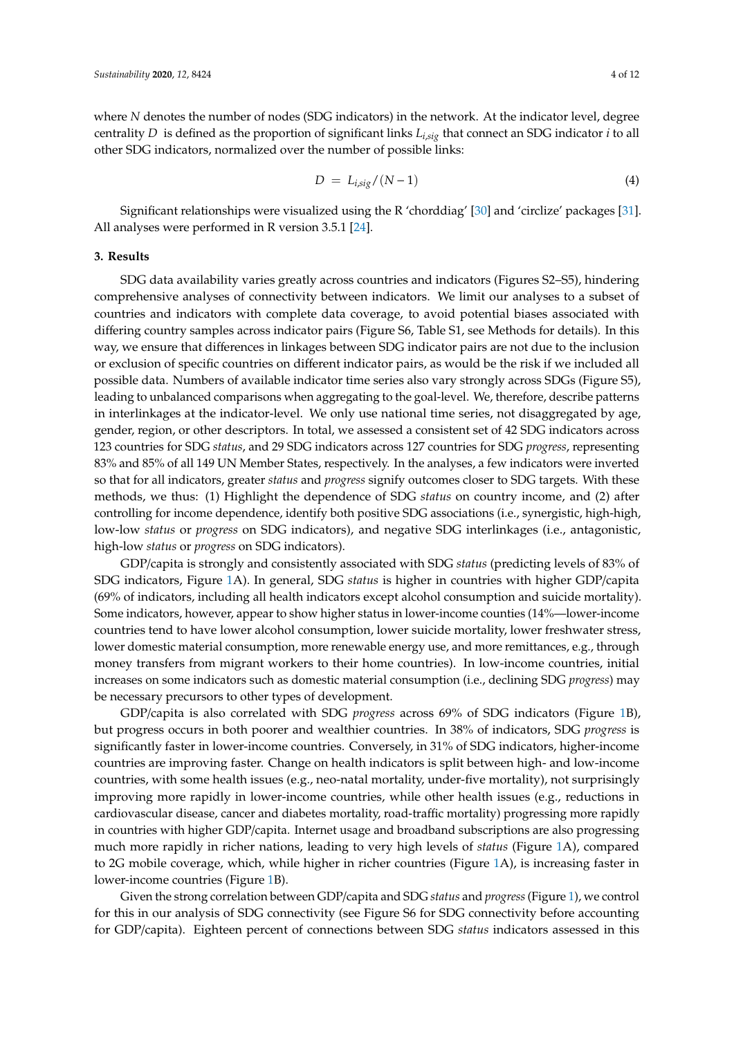where $N$ denotes the number of nodes (SDG indicators) in the network. At the indicator level, degree centrality $D$ is defined as the proportion of significant links $L_{i,sig}$ that connect an SDG indicator $i$ to all other SDG indicators, normalized over the number of possible links:

$$D = L_{i,sig}/(N-1) \tag{4}$$

Significant relationships were visualized using the R 'chorddiag' [30] and 'circlize' packages [31]. All analyses were performed in R version 3.5.1 [24].

## 3. Results

SDG data availability varies greatly across countries and indicators (Figures S2–S5), hindering comprehensive analyses of connectivity between indicators. We limit our analyses to a subset of countries and indicators with complete data coverage, to avoid potential biases associated with differing country samples across indicator pairs (Figure S6, Table S1, see Methods for details). In this way, we ensure that differences in linkages between SDG indicator pairs are not due to the inclusion or exclusion of specific countries on different indicator pairs, as would be the risk if we included all possible data. Numbers of available indicator time series also vary strongly across SDGs (Figure S5), leading to unbalanced comparisons when aggregating to the goal-level. We, therefore, describe patterns in interlinkages at the indicator-level. We only use national time series, not disaggregated by age, gender, region, or other descriptors. In total, we assessed a consistent set of 42 SDG indicators across 123 countries for SDG *status*, and 29 SDG indicators across 127 countries for SDG *progress*, representing 83% and 85% of all 149 UN Member States, respectively. In the analyses, a few indicators were inverted so that for all indicators, greater *status* and *progress* signify outcomes closer to SDG targets. With these methods, we thus: (1) Highlight the dependence of SDG *status* on country income, and (2) after controlling for income dependence, identify both positive SDG associations (i.e., synergistic, high-high, low-low *status* or *progress* on SDG indicators), and negative SDG interlinkages (i.e., antagonistic, high-low *status* or *progress* on SDG indicators).

GDP/capita is strongly and consistently associated with SDG *status* (predicting levels of 83% of SDG indicators, Figure 1A). In general, SDG *status* is higher in countries with higher GDP/capita (69% of indicators, including all health indicators except alcohol consumption and suicide mortality). Some indicators, however, appear to show higher status in lower-income counties (14%—lower-income countries tend to have lower alcohol consumption, lower suicide mortality, lower freshwater stress, lower domestic material consumption, more renewable energy use, and more remittances, e.g., through money transfers from migrant workers to their home countries). In low-income countries, initial increases on some indicators such as domestic material consumption (i.e., declining SDG *progress*) may be necessary precursors to other types of development.

GDP/capita is also correlated with SDG *progress* across 69% of SDG indicators (Figure 1B), but progress occurs in both poorer and wealthier countries. In 38% of indicators, SDG *progress* is significantly faster in lower-income countries. Conversely, in 31% of SDG indicators, higher-income countries are improving faster. Change on health indicators is split between high- and low-income countries, with some health issues (e.g., neo-natal mortality, under-five mortality), not surprisingly improving more rapidly in lower-income countries, while other health issues (e.g., reductions in cardiovascular disease, cancer and diabetes mortality, road-traffic mortality) progressing more rapidly in countries with higher GDP/capita. Internet usage and broadband subscriptions are also progressing much more rapidly in richer nations, leading to very high levels of *status* (Figure 1A), compared to 2G mobile coverage, which, while higher in richer countries (Figure 1A), is increasing faster in lower-income countries (Figure 1B).

Given the strong correlation between GDP/capita and SDG *status* and *progress* (Figure 1), we control for this in our analysis of SDG connectivity (see Figure S6 for SDG connectivity before accounting for GDP/capita). Eighteen percent of connections between SDG *status* indicators assessed in this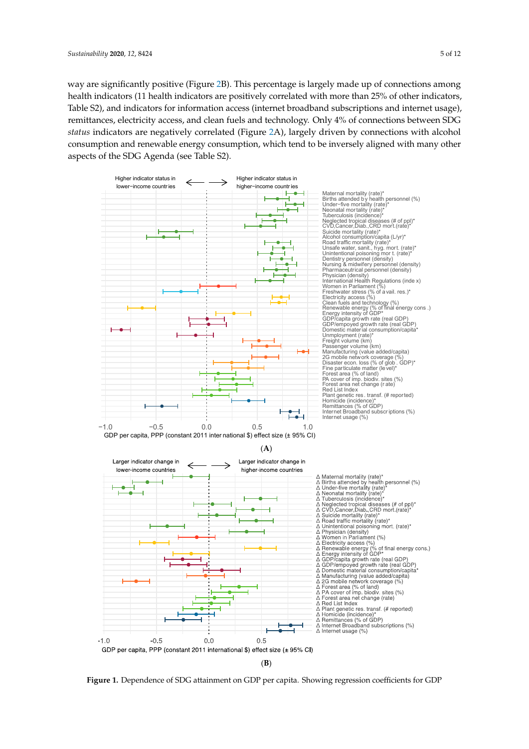way are significantly positive (Figure 2B). This percentage is largely made up of connections among health indicators (11 health indicators are positively correlated with more than 25% of other indicators, Table S2), and indicators for information access (internet broadband subscriptions and internet usage), remittances, electricity access, and clean fuels and technology. Only 4% of connections between SDG *status* indicators are negatively correlated (Figure 2A), largely driven by connections with alcohol consumption and renewable energy consumption, which tend to be inversely aligned with many other aspects of the SDG Agenda (see Table S2).

Higher indicator status in lower-income countries ⟵ ⟶ Higher indicator status in higher-income countries

Maternal mortality (rate)*
Births attended by health personnel (%)
Under-five mortality (rate)*
Neonatal mortality (rate)*
Tuberculosis (incidence)*
Neglected tropical diseases (# of ppl)*
CVD,Cancer,Diab.,CRD mort.(rate)*
Suicide mortality (rate)*
Alcohol consumption/capita (L/yr)*
Road traffic mortality (rate)*
Unsafe water, sanit., hyg. mort. (rate)*
Unintentional poisoning mort. (rate)*
Dentistry personnel (density)
Nursing & midwifery personnel (density)
Pharmaceutical personnel (density)
Physician (density)
International Health Regulations (index)
Women in Parliament (%)
Freshwater stress (% of avail. res.)*
Electricity access (%)
Clean fuels and technology (%)
Renewable energy (% of final energy cons.)
Energy intensity of GDP*
GDP/capita growth rate (real GDP)
GDP/empoyed growth rate (real GDP)
Domestic material consumption/capita*
Unemployment (rate)*
Freight volume (km)
Passenger volume (km)
Manufacturing (value added/capita)
2G mobile network coverage (%)
Disaster econ. loss (% of glob. GDP)*
Fine particulate matter (level)*
Forest area (% of land)
PA cover of imp. biodiv. sites (%)
Forest area net change (rate)
Red List Index
Plant genetic res. transf. (# reported)
Homicide (incidence)*
Remittances (% of GDP)
Internet Broadband subscriptions (%)
Internet usage (%)

−1.0 −0.5 0.0 0.5 1.0

GDP per capita, PPP (constant 2011 international $) effect size (± 95% CI)

(A)

Larger indicator change in lower-income countries ⟵ ⟶ Larger indicator change in higher-income countries

Δ Maternal mortality (rate)*
Δ Births attended by health personnel (%)
Δ Under-five mortality (rate)*
Δ Neonatal mortality (rate)*
Δ Tuberculosis (incidence)*
Δ Neglected tropical diseases (# of ppl)*
Δ CVD,Cancer,Diab.,CRD mort.(rate)*
Δ Suicide mortality (rate)*
Δ Road traffic mortality (rate)*
Δ Unintentional poisoning mort. (rate)*
Δ Physician (density)
Δ Women in Parliament (%)
Δ Electricity access (%)
Δ Renewable energy (% of final energy cons.)
Δ Energy intensity of GDP*
Δ GDP/capita growth rate (real GDP)
Δ GDP/empoyed growth rate (real GDP)
Δ Domestic material consumption/capita*
Δ Manufacturing (value added/capita)
Δ 2G mobile network coverage (%)
Δ Forest area (% of land)
Δ PA cover of imp. biodiv. sites (%)
Δ Forest area net change (rate)
Δ Red List Index
Δ Plant genetic res. transf. (# reported)
Δ Homicide (incidence)*
Δ Remittances (% of GDP)
Δ Internet Broadband subscriptions (%)
Δ Internet usage (%)

−1.0 −0.5 0.0 0.5

GDP per capita, PPP (constant 2011 international $) effect size (± 95% CI)

(B)

**Figure 1.** Dependence of SDG attainment on GDP per capita. Showing regression coefficients for GDP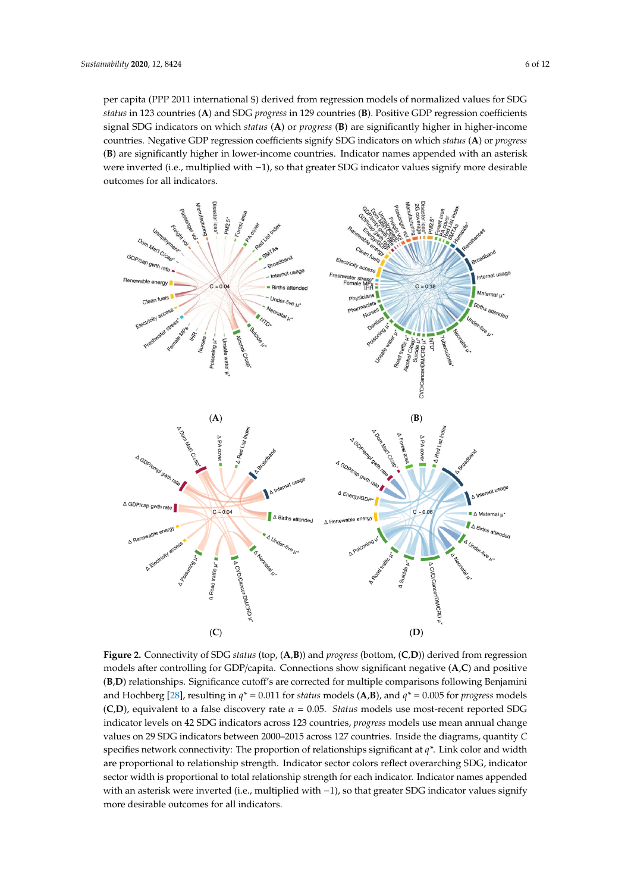per capita (PPP 2011 international $) derived from regression models of normalized values for SDG *status* in 123 countries (**A**) and SDG *progress* in 129 countries (**B**). Positive GDP regression coefficients signal SDG indicators on which *status* (**A**) or *progress* (**B**) are significantly higher in higher-income countries. Negative GDP regression coefficients signify SDG indicators on which *status* (**A**) or *progress* (**B**) are significantly higher in lower-income countries. Indicator names appended with an asterisk were inverted (i.e., multiplied with −1), so that greater SDG indicator values signify more desirable outcomes for all indicators.

(**A**)

Disaster loss*
Manufacturing
Passenger vol
Freight vol
Unemployment*
Dom Mat'l C/cap*
GDP/cap gwth rate
Renewable energy
Clean fuels
Electricity access
Freshwater stress*
Female MPs
IHR
Nurses
Poisoning μ*
Unsafe water μ*
Alcohol C/cap*
Suicide μ*
NTD*
Neonatal μ*
Under-five μ*
Births attended
Internet usage
Broadband
SMTAs
Red List Index
PA cover
Forest area
PM2.5*
C = 0.04

(**B**)

Disaster loss*
2G coverage
Manufacturing
Passenger vol
Freight vol
Unemployment*
Dom Mat'l C/cap*
GDP/empl gwth rate
GDP/cap gwth rate
Energy/GDP*
Renewable energy
Clean fuels
Electricity access
Freshwater stress*
Female MPs
IHR
Physicians
Pharmacists
Nurses
Dentists
Poisoning μ*
Unsafe water μ*
Road traffic μ*
Alcohol C/cap*
Suicide μ*
CVD/Cancer/DM/CRD μ*
NTD*
Tuberculosis*
Neonatal μ*
Under-five μ*
Births attended
Maternal μ*
Internet usage
Broadband
Remittances
Homicide*
SMTAs
Red List Index
PA cover
Forest area
PM2.5*
C = 0.18

(**C**)

Δ Dom Mat'l C/cap*
Δ PA cover
Δ Red List Index
Δ Broadband
Δ Internet usage
Δ Births attended
Δ Under-five μ*
Δ Neonatal μ*
Δ CVD/Cancer/DM/CRD μ*
Δ Road traffic μ*
Δ Poisoning μ*
Δ Electricity access
Δ Renewable energy
Δ GDP/cap gwth rate
Δ GDP/empl gwth rate
C = 0.04

(**D**)

Δ Dom Mat'l C/cap*
Δ Forest area
Δ PA cover
Δ Red List Index
Δ Broadband
Δ Internet usage
Δ Maternal μ*
Δ Births attended
Δ Under-five μ*
Δ Neonatal μ*
Δ CVD/Cancer/DM/CRD μ*
Δ Suicide μ*
Δ Road traffic μ*
Δ Poisoning μ*
Δ Renewable energy
Δ Energy/GDP*
Δ GDP/cap gwth rate
Δ GDP/empl gwth rate
C = 0.06

**Figure 2.** Connectivity of SDG *status* (top, (**A**,**B**)) and *progress* (bottom, (**C**,**D**)) derived from regression models after controlling for GDP/capita. Connections show significant negative (**A**,**C**) and positive (**B**,**D**) relationships. Significance cutoff's are corrected for multiple comparisons following Benjamini and Hochberg [28], resulting in $q^*$ = 0.011 for *status* models (**A**,**B**), and $q^*$ = 0.005 for *progress* models (**C**,**D**), equivalent to a false discovery rate $\alpha$ = 0.05. *Status* models use most-recent reported SDG indicator levels on 42 SDG indicators across 123 countries, *progress* models use mean annual change values on 29 SDG indicators between 2000–2015 across 127 countries. Inside the diagrams, quantity $C$ specifies network connectivity: The proportion of relationships significant at $q^*$. Link color and width are proportional to relationship strength. Indicator sector colors reflect overarching SDG, indicator sector width is proportional to total relationship strength for each indicator. Indicator names appended with an asterisk were inverted (i.e., multiplied with −1), so that greater SDG indicator values signify more desirable outcomes for all indicators.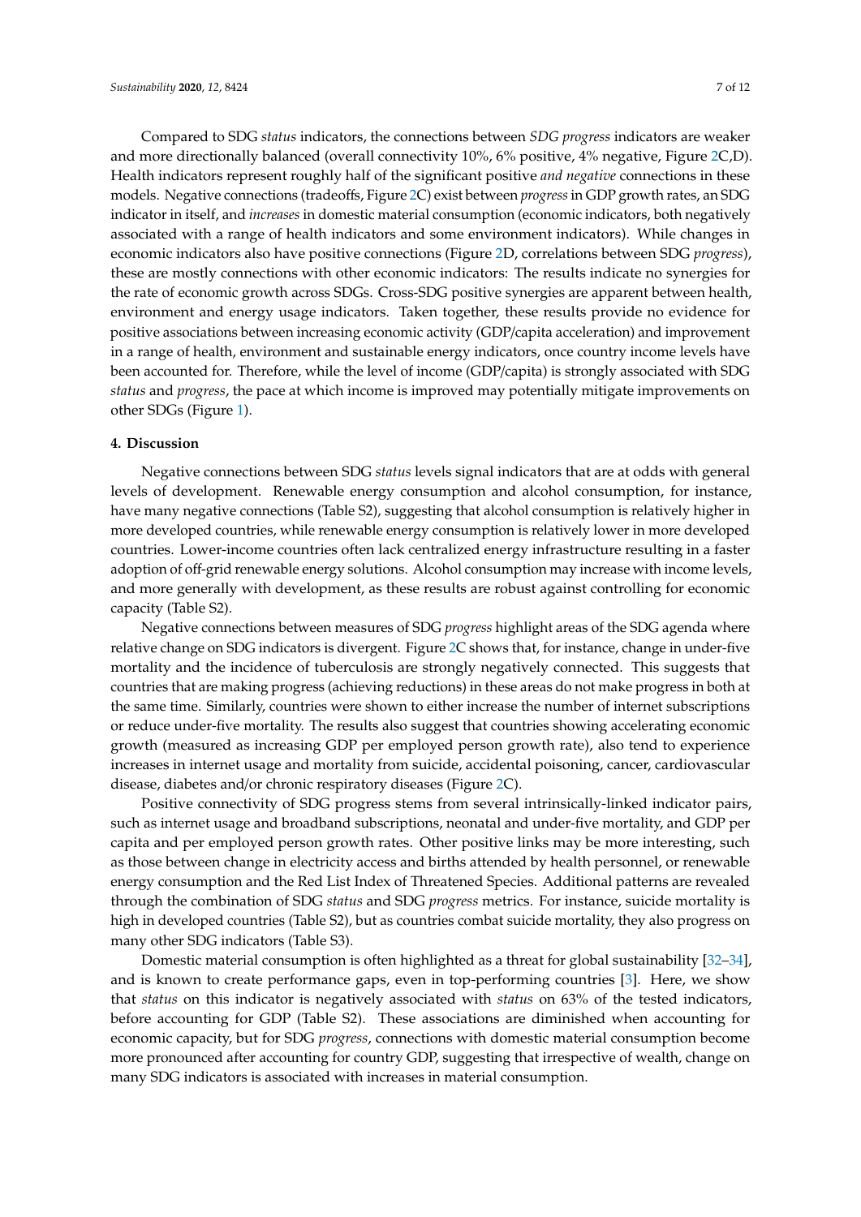Compared to SDG *status* indicators, the connections between *SDG progress* indicators are weaker and more directionally balanced (overall connectivity 10%, 6% positive, 4% negative, Figure 2C,D). Health indicators represent roughly half of the significant positive *and negative* connections in these models. Negative connections (tradeoffs, Figure 2C) exist between *progress* in GDP growth rates, an SDG indicator in itself, and *increases* in domestic material consumption (economic indicators, both negatively associated with a range of health indicators and some environment indicators). While changes in economic indicators also have positive connections (Figure 2D, correlations between SDG *progress*), these are mostly connections with other economic indicators: The results indicate no synergies for the rate of economic growth across SDGs. Cross-SDG positive synergies are apparent between health, environment and energy usage indicators. Taken together, these results provide no evidence for positive associations between increasing economic activity (GDP/capita acceleration) and improvement in a range of health, environment and sustainable energy indicators, once country income levels have been accounted for. Therefore, while the level of income (GDP/capita) is strongly associated with SDG *status* and *progress*, the pace at which income is improved may potentially mitigate improvements on other SDGs (Figure 1).

## 4. Discussion

Negative connections between SDG *status* levels signal indicators that are at odds with general levels of development. Renewable energy consumption and alcohol consumption, for instance, have many negative connections (Table S2), suggesting that alcohol consumption is relatively higher in more developed countries, while renewable energy consumption is relatively lower in more developed countries. Lower-income countries often lack centralized energy infrastructure resulting in a faster adoption of off-grid renewable energy solutions. Alcohol consumption may increase with income levels, and more generally with development, as these results are robust against controlling for economic capacity (Table S2).

Negative connections between measures of SDG *progress* highlight areas of the SDG agenda where relative change on SDG indicators is divergent. Figure 2C shows that, for instance, change in under-five mortality and the incidence of tuberculosis are strongly negatively connected. This suggests that countries that are making progress (achieving reductions) in these areas do not make progress in both at the same time. Similarly, countries were shown to either increase the number of internet subscriptions or reduce under-five mortality. The results also suggest that countries showing accelerating economic growth (measured as increasing GDP per employed person growth rate), also tend to experience increases in internet usage and mortality from suicide, accidental poisoning, cancer, cardiovascular disease, diabetes and/or chronic respiratory diseases (Figure 2C).

Positive connectivity of SDG progress stems from several intrinsically-linked indicator pairs, such as internet usage and broadband subscriptions, neonatal and under-five mortality, and GDP per capita and per employed person growth rates. Other positive links may be more interesting, such as those between change in electricity access and births attended by health personnel, or renewable energy consumption and the Red List Index of Threatened Species. Additional patterns are revealed through the combination of SDG *status* and SDG *progress* metrics. For instance, suicide mortality is high in developed countries (Table S2), but as countries combat suicide mortality, they also progress on many other SDG indicators (Table S3).

Domestic material consumption is often highlighted as a threat for global sustainability [32–34], and is known to create performance gaps, even in top-performing countries [3]. Here, we show that *status* on this indicator is negatively associated with *status* on 63% of the tested indicators, before accounting for GDP (Table S2). These associations are diminished when accounting for economic capacity, but for SDG *progress*, connections with domestic material consumption become more pronounced after accounting for country GDP, suggesting that irrespective of wealth, change on many SDG indicators is associated with increases in material consumption.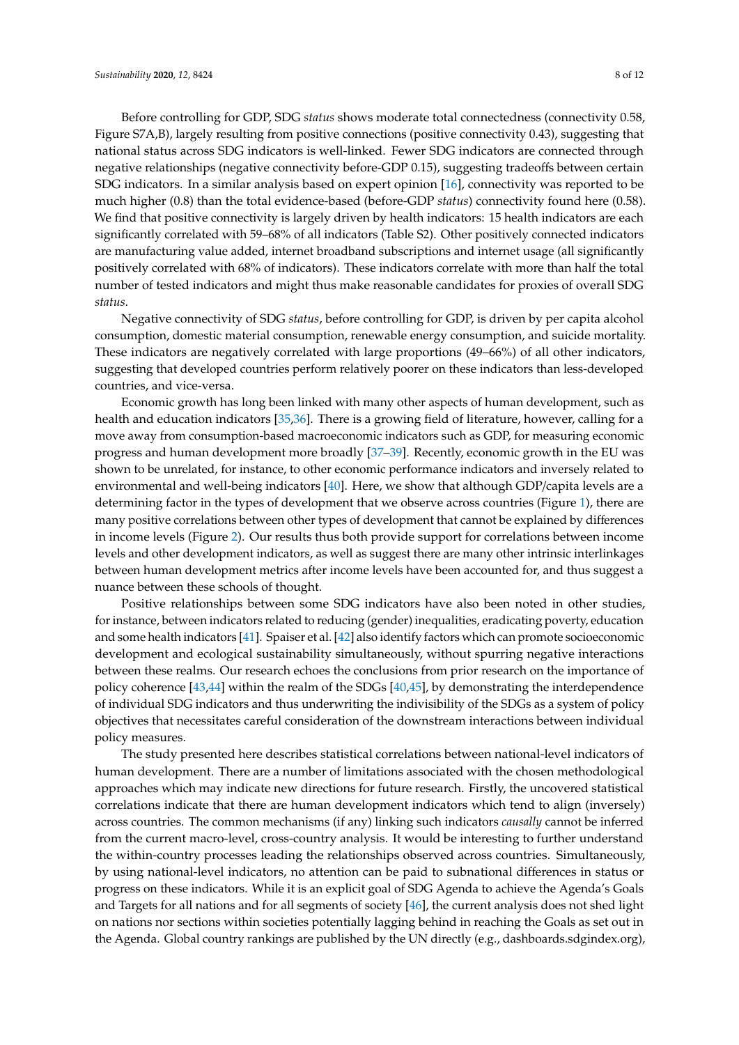Before controlling for GDP, SDG *status* shows moderate total connectedness (connectivity 0.58, Figure S7A,B), largely resulting from positive connections (positive connectivity 0.43), suggesting that national status across SDG indicators is well-linked. Fewer SDG indicators are connected through negative relationships (negative connectivity before-GDP 0.15), suggesting tradeoffs between certain SDG indicators. In a similar analysis based on expert opinion [16], connectivity was reported to be much higher (0.8) than the total evidence-based (before-GDP *status*) connectivity found here (0.58). We find that positive connectivity is largely driven by health indicators: 15 health indicators are each significantly correlated with 59–68% of all indicators (Table S2). Other positively connected indicators are manufacturing value added, internet broadband subscriptions and internet usage (all significantly positively correlated with 68% of indicators). These indicators correlate with more than half the total number of tested indicators and might thus make reasonable candidates for proxies of overall SDG *status*.

Negative connectivity of SDG *status*, before controlling for GDP, is driven by per capita alcohol consumption, domestic material consumption, renewable energy consumption, and suicide mortality. These indicators are negatively correlated with large proportions (49–66%) of all other indicators, suggesting that developed countries perform relatively poorer on these indicators than less-developed countries, and vice-versa.

Economic growth has long been linked with many other aspects of human development, such as health and education indicators [35,36]. There is a growing field of literature, however, calling for a move away from consumption-based macroeconomic indicators such as GDP, for measuring economic progress and human development more broadly [37–39]. Recently, economic growth in the EU was shown to be unrelated, for instance, to other economic performance indicators and inversely related to environmental and well-being indicators [40]. Here, we show that although GDP/capita levels are a determining factor in the types of development that we observe across countries (Figure 1), there are many positive correlations between other types of development that cannot be explained by differences in income levels (Figure 2). Our results thus both provide support for correlations between income levels and other development indicators, as well as suggest there are many other intrinsic interlinkages between human development metrics after income levels have been accounted for, and thus suggest a nuance between these schools of thought.

Positive relationships between some SDG indicators have also been noted in other studies, for instance, between indicators related to reducing (gender) inequalities, eradicating poverty, education and some health indicators [41]. Spaiser et al. [42] also identify factors which can promote socioeconomic development and ecological sustainability simultaneously, without spurring negative interactions between these realms. Our research echoes the conclusions from prior research on the importance of policy coherence [43,44] within the realm of the SDGs [40,45], by demonstrating the interdependence of individual SDG indicators and thus underwriting the indivisibility of the SDGs as a system of policy objectives that necessitates careful consideration of the downstream interactions between individual policy measures.

The study presented here describes statistical correlations between national-level indicators of human development. There are a number of limitations associated with the chosen methodological approaches which may indicate new directions for future research. Firstly, the uncovered statistical correlations indicate that there are human development indicators which tend to align (inversely) across countries. The common mechanisms (if any) linking such indicators *causally* cannot be inferred from the current macro-level, cross-country analysis. It would be interesting to further understand the within-country processes leading the relationships observed across countries. Simultaneously, by using national-level indicators, no attention can be paid to subnational differences in status or progress on these indicators. While it is an explicit goal of SDG Agenda to achieve the Agenda's Goals and Targets for all nations and for all segments of society [46], the current analysis does not shed light on nations nor sections within societies potentially lagging behind in reaching the Goals as set out in the Agenda. Global country rankings are published by the UN directly (e.g., dashboards.sdgindex.org),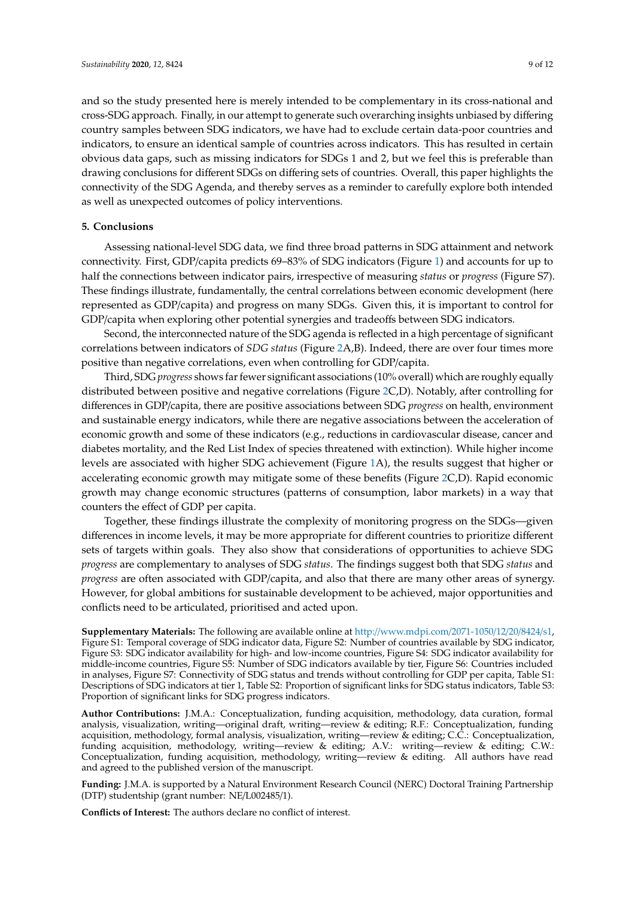and so the study presented here is merely intended to be complementary in its cross-national and cross-SDG approach. Finally, in our attempt to generate such overarching insights unbiased by differing country samples between SDG indicators, we have had to exclude certain data-poor countries and indicators, to ensure an identical sample of countries across indicators. This has resulted in certain obvious data gaps, such as missing indicators for SDGs 1 and 2, but we feel this is preferable than drawing conclusions for different SDGs on differing sets of countries. Overall, this paper highlights the connectivity of the SDG Agenda, and thereby serves as a reminder to carefully explore both intended as well as unexpected outcomes of policy interventions.

## 5. Conclusions

Assessing national-level SDG data, we find three broad patterns in SDG attainment and network connectivity. First, GDP/capita predicts 69–83% of SDG indicators (Figure 1) and accounts for up to half the connections between indicator pairs, irrespective of measuring *status* or *progress* (Figure S7). These findings illustrate, fundamentally, the central correlations between economic development (here represented as GDP/capita) and progress on many SDGs. Given this, it is important to control for GDP/capita when exploring other potential synergies and tradeoffs between SDG indicators.

Second, the interconnected nature of the SDG agenda is reflected in a high percentage of significant correlations between indicators of *SDG status* (Figure 2A,B). Indeed, there are over four times more positive than negative correlations, even when controlling for GDP/capita.

Third, SDG *progress* shows far fewer significant associations (10% overall) which are roughly equally distributed between positive and negative correlations (Figure 2C,D). Notably, after controlling for differences in GDP/capita, there are positive associations between SDG *progress* on health, environment and sustainable energy indicators, while there are negative associations between the acceleration of economic growth and some of these indicators (e.g., reductions in cardiovascular disease, cancer and diabetes mortality, and the Red List Index of species threatened with extinction). While higher income levels are associated with higher SDG achievement (Figure 1A), the results suggest that higher or accelerating economic growth may mitigate some of these benefits (Figure 2C,D). Rapid economic growth may change economic structures (patterns of consumption, labor markets) in a way that counters the effect of GDP per capita.

Together, these findings illustrate the complexity of monitoring progress on the SDGs—given differences in income levels, it may be more appropriate for different countries to prioritize different sets of targets within goals. They also show that considerations of opportunities to achieve SDG *progress* are complementary to analyses of SDG *status*. The findings suggest both that SDG *status* and *progress* are often associated with GDP/capita, and also that there are many other areas of synergy. However, for global ambitions for sustainable development to be achieved, major opportunities and conflicts need to be articulated, prioritised and acted upon.

**Supplementary Materials:** The following are available online at http://www.mdpi.com/2071-1050/12/20/8424/s1, Figure S1: Temporal coverage of SDG indicator data, Figure S2: Number of countries available by SDG indicator, Figure S3: SDG indicator availability for high- and low-income countries, Figure S4: SDG indicator availability for middle-income countries, Figure S5: Number of SDG indicators available by tier, Figure S6: Countries included in analyses, Figure S7: Connectivity of SDG status and trends without controlling for GDP per capita, Table S1: Descriptions of SDG indicators at tier 1, Table S2: Proportion of significant links for SDG status indicators, Table S3: Proportion of significant links for SDG progress indicators.

**Author Contributions:** J.M.A.: Conceptualization, funding acquisition, methodology, data curation, formal analysis, visualization, writing—original draft, writing—review & editing; R.F.: Conceptualization, funding acquisition, methodology, formal analysis, visualization, writing—review & editing; C.C.: Conceptualization, funding acquisition, methodology, writing—review & editing; A.V.: writing—review & editing; C.W.: Conceptualization, funding acquisition, methodology, writing—review & editing. All authors have read and agreed to the published version of the manuscript.

**Funding:** J.M.A. is supported by a Natural Environment Research Council (NERC) Doctoral Training Partnership (DTP) studentship (grant number: NE/L002485/1).

**Conflicts of Interest:** The authors declare no conflict of interest.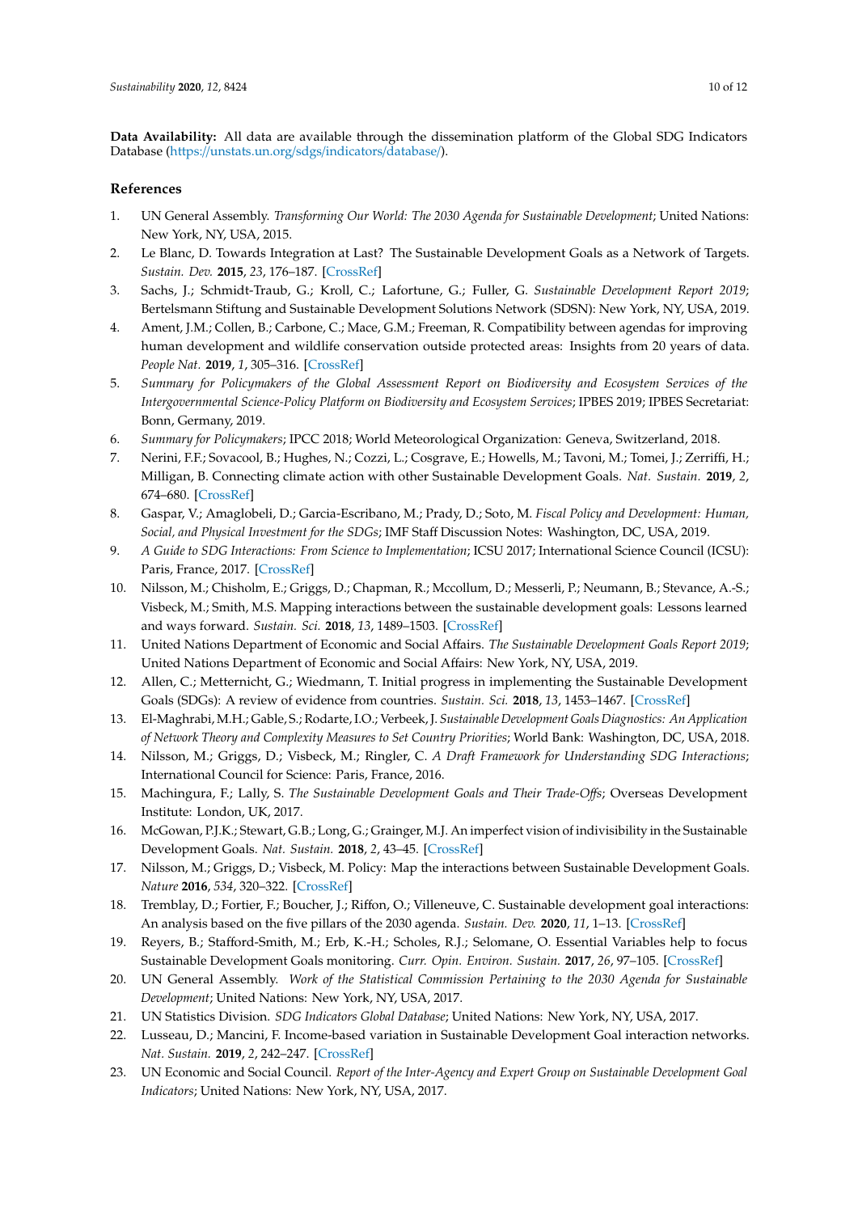**Data Availability:** All data are available through the dissemination platform of the Global SDG Indicators Database (https://unstats.un.org/sdgs/indicators/database/).

## References

1. UN General Assembly. *Transforming Our World: The 2030 Agenda for Sustainable Development*; United Nations: New York, NY, USA, 2015.
2. Le Blanc, D. Towards Integration at Last? The Sustainable Development Goals as a Network of Targets. *Sustain. Dev.* **2015**, *23*, 176–187. [CrossRef]
3. Sachs, J.; Schmidt-Traub, G.; Kroll, C.; Lafortune, G.; Fuller, G. *Sustainable Development Report 2019*; Bertelsmann Stiftung and Sustainable Development Solutions Network (SDSN): New York, NY, USA, 2019.
4. Ament, J.M.; Collen, B.; Carbone, C.; Mace, G.M.; Freeman, R. Compatibility between agendas for improving human development and wildlife conservation outside protected areas: Insights from 20 years of data. *People Nat.* **2019**, *1*, 305–316. [CrossRef]
5. *Summary for Policymakers of the Global Assessment Report on Biodiversity and Ecosystem Services of the Intergovernmental Science-Policy Platform on Biodiversity and Ecosystem Services*; IPBES 2019; IPBES Secretariat: Bonn, Germany, 2019.
6. *Summary for Policymakers*; IPCC 2018; World Meteorological Organization: Geneva, Switzerland, 2018.
7. Nerini, F.F.; Sovacool, B.; Hughes, N.; Cozzi, L.; Cosgrave, E.; Howells, M.; Tavoni, M.; Tomei, J.; Zerriffi, H.; Milligan, B. Connecting climate action with other Sustainable Development Goals. *Nat. Sustain.* **2019**, *2*, 674–680. [CrossRef]
8. Gaspar, V.; Amaglobeli, D.; Garcia-Escribano, M.; Prady, D.; Soto, M. *Fiscal Policy and Development: Human, Social, and Physical Investment for the SDGs*; IMF Staff Discussion Notes: Washington, DC, USA, 2019.
9. *A Guide to SDG Interactions: From Science to Implementation*; ICSU 2017; International Science Council (ICSU): Paris, France, 2017. [CrossRef]
10. Nilsson, M.; Chisholm, E.; Griggs, D.; Chapman, R.; Mccollum, D.; Messerli, P.; Neumann, B.; Stevance, A.-S.; Visbeck, M.; Smith, M.S. Mapping interactions between the sustainable development goals: Lessons learned and ways forward. *Sustain. Sci.* **2018**, *13*, 1489–1503. [CrossRef]
11. United Nations Department of Economic and Social Affairs. *The Sustainable Development Goals Report 2019*; United Nations Department of Economic and Social Affairs: New York, NY, USA, 2019.
12. Allen, C.; Metternicht, G.; Wiedmann, T. Initial progress in implementing the Sustainable Development Goals (SDGs): A review of evidence from countries. *Sustain. Sci.* **2018**, *13*, 1453–1467. [CrossRef]
13. El-Maghrabi, M.H.; Gable, S.; Rodarte, I.O.; Verbeek, J. *Sustainable Development Goals Diagnostics: An Application of Network Theory and Complexity Measures to Set Country Priorities*; World Bank: Washington, DC, USA, 2018.
14. Nilsson, M.; Griggs, D.; Visbeck, M.; Ringler, C. *A Draft Framework for Understanding SDG Interactions*; International Council for Science: Paris, France, 2016.
15. Machingura, F.; Lally, S. *The Sustainable Development Goals and Their Trade-Offs*; Overseas Development Institute: London, UK, 2017.
16. McGowan, P.J.K.; Stewart, G.B.; Long, G.; Grainger, M.J. An imperfect vision of indivisibility in the Sustainable Development Goals. *Nat. Sustain.* **2018**, *2*, 43–45. [CrossRef]
17. Nilsson, M.; Griggs, D.; Visbeck, M. Policy: Map the interactions between Sustainable Development Goals. *Nature* **2016**, *534*, 320–322. [CrossRef]
18. Tremblay, D.; Fortier, F.; Boucher, J.; Riffon, O.; Villeneuve, C. Sustainable development goal interactions: An analysis based on the five pillars of the 2030 agenda. *Sustain. Dev.* **2020**, *11*, 1–13. [CrossRef]
19. Reyers, B.; Stafford-Smith, M.; Erb, K.-H.; Scholes, R.J.; Selomane, O. Essential Variables help to focus Sustainable Development Goals monitoring. *Curr. Opin. Environ. Sustain.* **2017**, *26*, 97–105. [CrossRef]
20. UN General Assembly. *Work of the Statistical Commission Pertaining to the 2030 Agenda for Sustainable Development*; United Nations: New York, NY, USA, 2017.
21. UN Statistics Division. *SDG Indicators Global Database*; United Nations: New York, NY, USA, 2017.
22. Lusseau, D.; Mancini, F. Income-based variation in Sustainable Development Goal interaction networks. *Nat. Sustain.* **2019**, *2*, 242–247. [CrossRef]
23. UN Economic and Social Council. *Report of the Inter-Agency and Expert Group on Sustainable Development Goal Indicators*; United Nations: New York, NY, USA, 2017.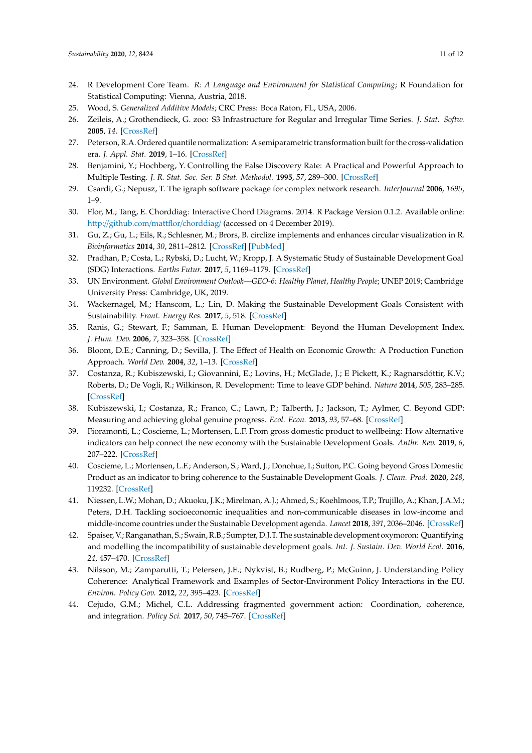24. R Development Core Team. *R: A Language and Environment for Statistical Computing*; R Foundation for Statistical Computing: Vienna, Austria, 2018.
25. Wood, S. *Generalized Additive Models*; CRC Press: Boca Raton, FL, USA, 2006.
26. Zeileis, A.; Grothendieck, G. zoo: S3 Infrastructure for Regular and Irregular Time Series. *J. Stat. Softw.* **2005**, *14*. [CrossRef]
27. Peterson, R.A. Ordered quantile normalization: A semiparametric transformation built for the cross-validation era. *J. Appl. Stat.* **2019**, 1–16. [CrossRef]
28. Benjamini, Y.; Hochberg, Y. Controlling the False Discovery Rate: A Practical and Powerful Approach to Multiple Testing. *J. R. Stat. Soc. Ser. B Stat. Methodol.* **1995**, *57*, 289–300. [CrossRef]
29. Csardi, G.; Nepusz, T. The igraph software package for complex network research. *InterJournal* **2006**, *1695*, 1–9.
30. Flor, M.; Tang, E. Chorddiag: Interactive Chord Diagrams. 2014. R Package Version 0.1.2. Available online: http://github.com/mattflor/chorddiag/ (accessed on 4 December 2019).
31. Gu, Z.; Gu, L.; Eils, R.; Schlesner, M.; Brors, B. circlize implements and enhances circular visualization in R. *Bioinformatics* **2014**, *30*, 2811–2812. [CrossRef] [PubMed]
32. Pradhan, P.; Costa, L.; Rybski, D.; Lucht, W.; Kropp, J. A Systematic Study of Sustainable Development Goal (SDG) Interactions. *Earths Futur.* **2017**, *5*, 1169–1179. [CrossRef]
33. UN Environment. *Global Environment Outlook—GEO-6: Healthy Planet, Healthy People*; UNEP 2019; Cambridge University Press: Cambridge, UK, 2019.
34. Wackernagel, M.; Hanscom, L.; Lin, D. Making the Sustainable Development Goals Consistent with Sustainability. *Front. Energy Res.* **2017**, *5*, 518. [CrossRef]
35. Ranis, G.; Stewart, F.; Samman, E. Human Development: Beyond the Human Development Index. *J. Hum. Dev.* **2006**, *7*, 323–358. [CrossRef]
36. Bloom, D.E.; Canning, D.; Sevilla, J. The Effect of Health on Economic Growth: A Production Function Approach. *World Dev.* **2004**, *32*, 1–13. [CrossRef]
37. Costanza, R.; Kubiszewski, I.; Giovannini, E.; Lovins, H.; McGlade, J.; E Pickett, K.; Ragnarsdóttir, K.V.; Roberts, D.; De Vogli, R.; Wilkinson, R. Development: Time to leave GDP behind. *Nature* **2014**, *505*, 283–285. [CrossRef]
38. Kubiszewski, I.; Costanza, R.; Franco, C.; Lawn, P.; Talberth, J.; Jackson, T.; Aylmer, C. Beyond GDP: Measuring and achieving global genuine progress. *Ecol. Econ.* **2013**, *93*, 57–68. [CrossRef]
39. Fioramonti, L.; Coscieme, L.; Mortensen, L.F. From gross domestic product to wellbeing: How alternative indicators can help connect the new economy with the Sustainable Development Goals. *Anthr. Rev.* **2019**, *6*, 207–222. [CrossRef]
40. Coscieme, L.; Mortensen, L.F.; Anderson, S.; Ward, J.; Donohue, I.; Sutton, P.C. Going beyond Gross Domestic Product as an indicator to bring coherence to the Sustainable Development Goals. *J. Clean. Prod.* **2020**, *248*, 119232. [CrossRef]
41. Niessen, L.W.; Mohan, D.; Akuoku, J.K.; Mirelman, A.J.; Ahmed, S.; Koehlmoos, T.P.; Trujillo, A.; Khan, J.A.M.; Peters, D.H. Tackling socioeconomic inequalities and non-communicable diseases in low-income and middle-income countries under the Sustainable Development agenda. *Lancet* **2018**, *391*, 2036–2046. [CrossRef]
42. Spaiser, V.; Ranganathan, S.; Swain, R.B.; Sumpter, D.J.T. The sustainable development oxymoron: Quantifying and modelling the incompatibility of sustainable development goals. *Int. J. Sustain. Dev. World Ecol.* **2016**, *24*, 457–470. [CrossRef]
43. Nilsson, M.; Zamparutti, T.; Petersen, J.E.; Nykvist, B.; Rudberg, P.; McGuinn, J. Understanding Policy Coherence: Analytical Framework and Examples of Sector-Environment Policy Interactions in the EU. *Environ. Policy Gov.* **2012**, *22*, 395–423. [CrossRef]
44. Cejudo, G.M.; Michel, C.L. Addressing fragmented government action: Coordination, coherence, and integration. *Policy Sci.* **2017**, *50*, 745–767. [CrossRef]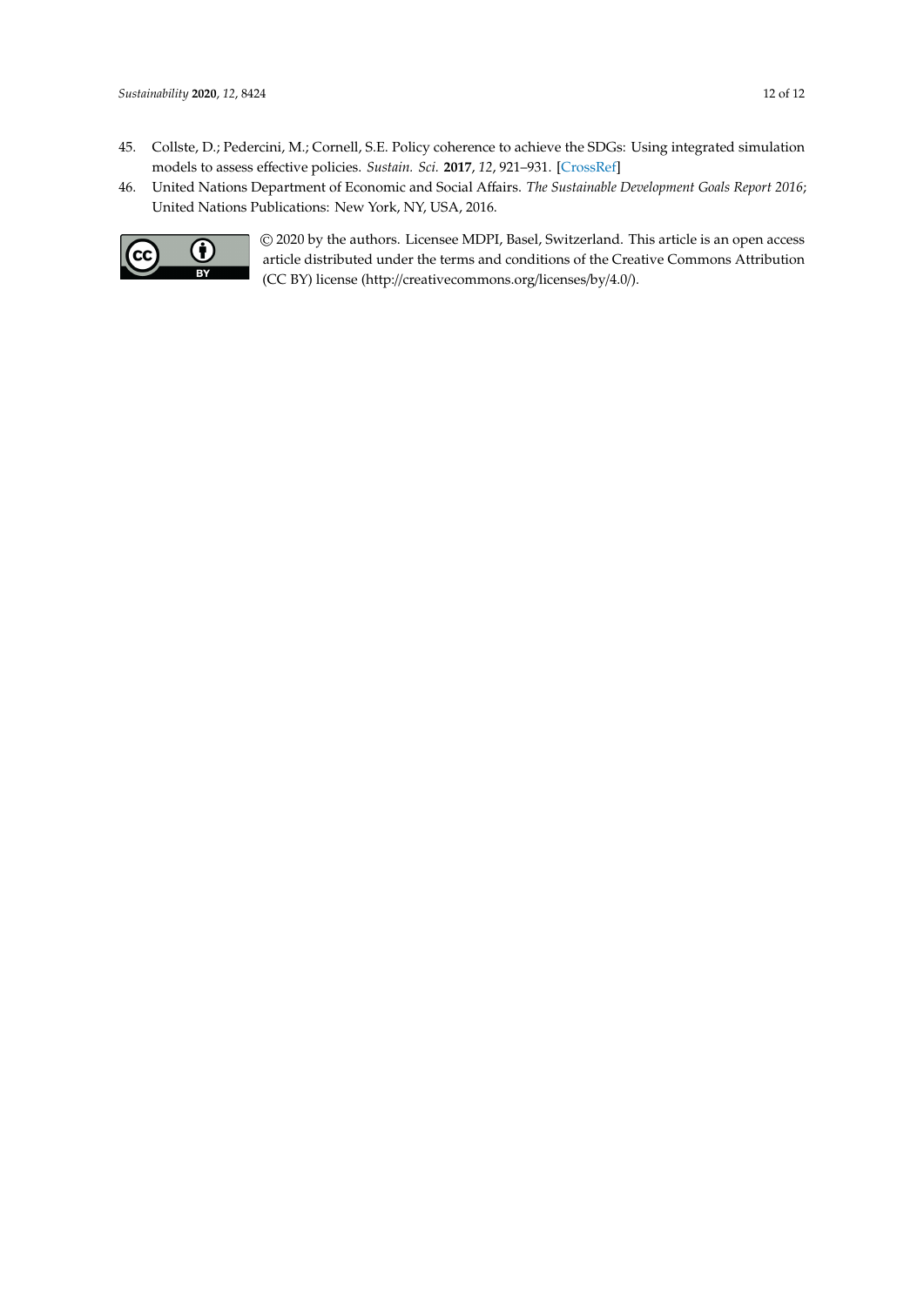45. Collste, D.; Pedercini, M.; Cornell, S.E. Policy coherence to achieve the SDGs: Using integrated simulation models to assess effective policies. *Sustain. Sci.* **2017**, *12*, 921–931. [CrossRef]
46. United Nations Department of Economic and Social Affairs. *The Sustainable Development Goals Report 2016*; United Nations Publications: New York, NY, USA, 2016.

© 2020 by the authors. Licensee MDPI, Basel, Switzerland. This article is an open access article distributed under the terms and conditions of the Creative Commons Attribution (CC BY) license (http://creativecommons.org/licenses/by/4.0/).